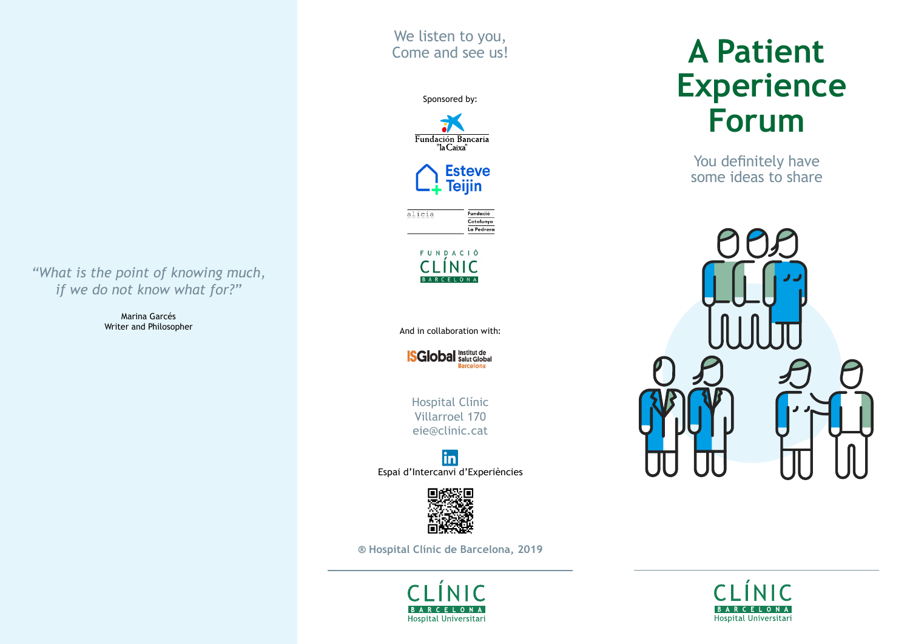*"What is the point of knowing much, if we do not know what for?"*

Marina Garcés
Writer and Philosopher

We listen to you,
Come and see us!

Sponsored by:

Fundación Bancaria "la Caixa"

Esteve Teijin

alicia

Fundació Catalunya La Pedrera

FUNDACIÓ CLÍNIC BARCELONA

And in collaboration with:

ISGlobal Institut de Salut Global Barcelona

Hospital Clínic
Villarroel 170
eie@clinic.cat

Espai d'Intercanvi d'Experiències

**® Hospital Clínic de Barcelona, 2019**

CLÍNIC BARCELONA Hospital Universitari

# A Patient Experience Forum

You definitely have some ideas to share

CLÍNIC BARCELONA Hospital Universitari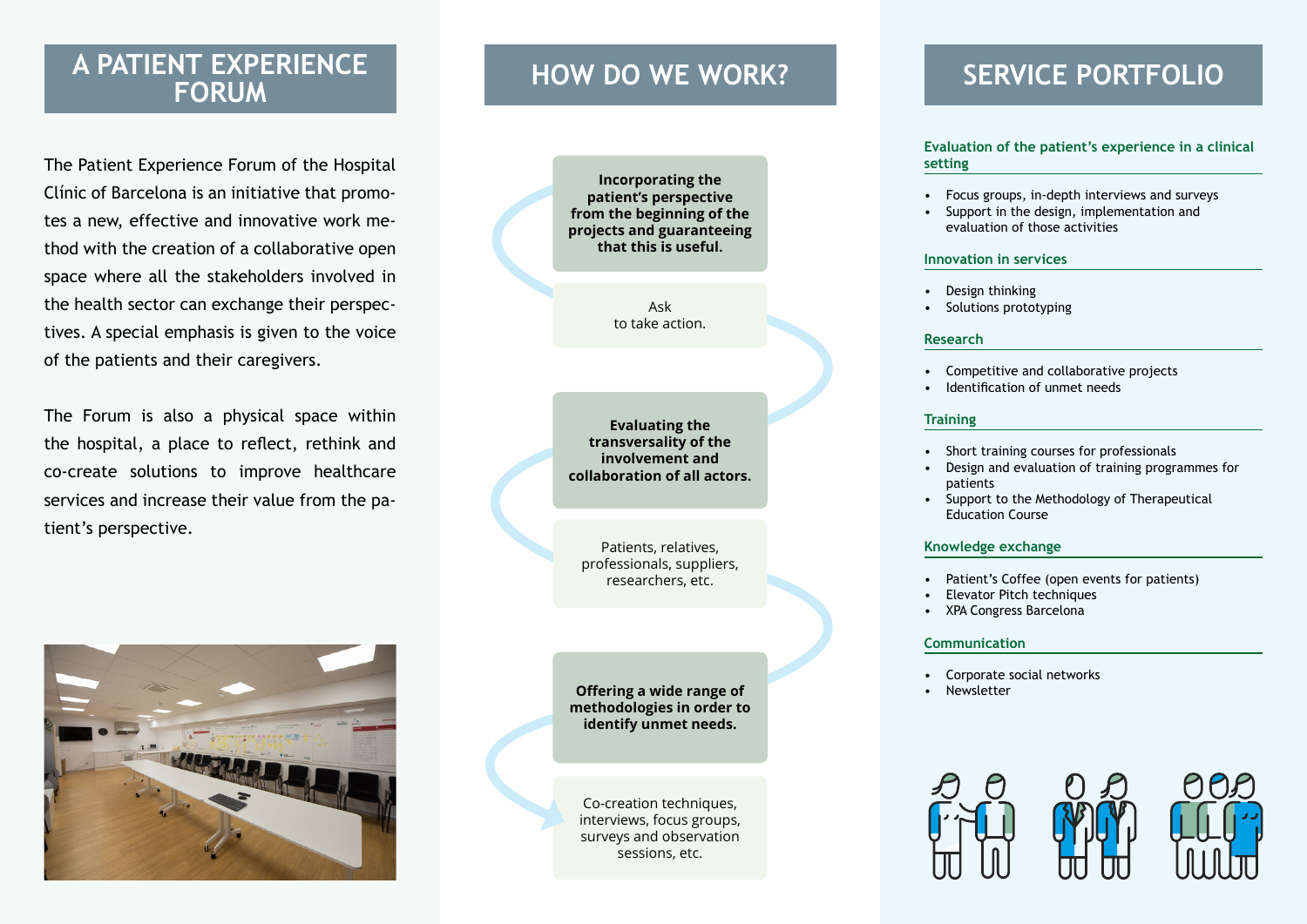## A PATIENT EXPERIENCE FORUM

The Patient Experience Forum of the Hospital Clínic of Barcelona is an initiative that promotes a new, effective and innovative work method with the creation of a collaborative open space where all the stakeholders involved in the health sector can exchange their perspectives. A special emphasis is given to the voice of the patients and their caregivers.

The Forum is also a physical space within the hospital, a place to reflect, rethink and co-create solutions to improve healthcare services and increase their value from the patient's perspective.

## HOW DO WE WORK?

**Incorporating the patient's perspective from the beginning of the projects and guaranteeing that this is useful.**

Ask to take action.

**Evaluating the transversality of the involvement and collaboration of all actors.**

Patients, relatives, professionals, suppliers, researchers, etc.

**Offering a wide range of methodologies in order to identify unmet needs.**

Co-creation techniques, interviews, focus groups, surveys and observation sessions, etc.

## SERVICE PORTFOLIO

### Evaluation of the patient's experience in a clinical setting

- Focus groups, in-depth interviews and surveys
- Support in the design, implementation and evaluation of those activities

### Innovation in services

- Design thinking
- Solutions prototyping

### Research

- Competitive and collaborative projects
- Identification of unmet needs

### Training

- Short training courses for professionals
- Design and evaluation of training programmes for patients
- Support to the Methodology of Therapeutical Education Course

### Knowledge exchange

- Patient's Coffee (open events for patients)
- Elevator Pitch techniques
- XPA Congress Barcelona

### Communication

- Corporate social networks
- Newsletter